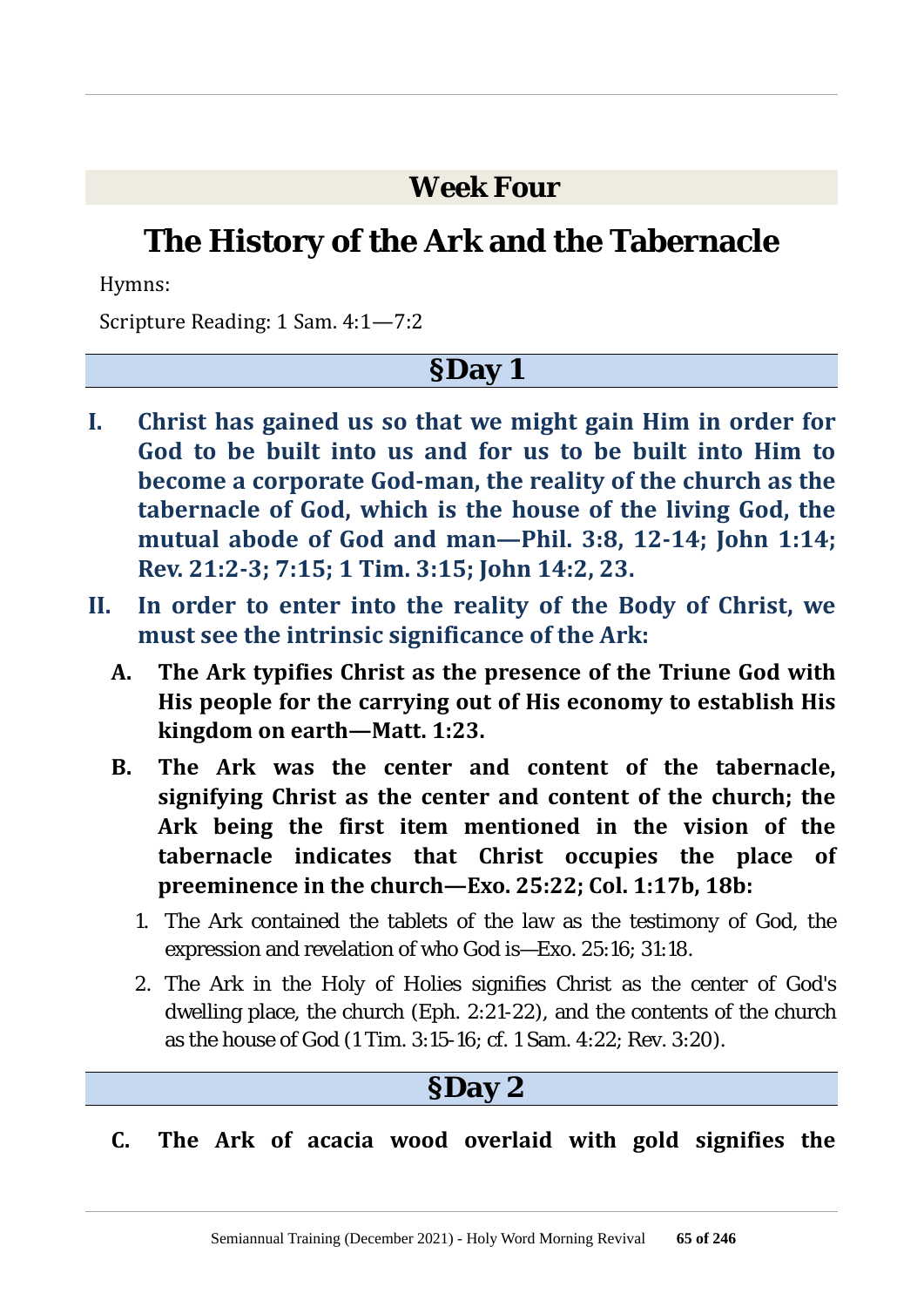## Week Four

# The History of the Ark and the Tabernacle

Hymns:

Scripture Reading: 1 Sam. 4:1—7:2

## §Day 1

**I. Christ has gained us so that we might gain Him in order for God to be built into us and for us to be built into Him to become a corporate God-man, the reality of the church as the tabernacle of God, which is the house of the living God, the mutual abode of God and man—Phil. 3:8, 12-14; John 1:14; Rev. 21:2-3; 7:15; 1 Tim. 3:15; John 14:2, 23.**

**II. In order to enter into the reality of the Body of Christ, we must see the intrinsic significance of the Ark:**

**A. The Ark typifies Christ as the presence of the Triune God with His people for the carrying out of His economy to establish His kingdom on earth—Matt. 1:23.**

**B. The Ark was the center and content of the tabernacle, signifying Christ as the center and content of the church; the Ark being the first item mentioned in the vision of the tabernacle indicates that Christ occupies the place of preeminence in the church—Exo. 25:22; Col. 1:17b, 18b:**

1. The Ark contained the tablets of the law as the testimony of God, the expression and revelation of who God is—Exo. 25:16; 31:18.
2. The Ark in the Holy of Holies signifies Christ as the center of God's dwelling place, the church (Eph. 2:21-22), and the contents of the church as the house of God (1 Tim. 3:15-16; cf. 1 Sam. 4:22; Rev. 3:20).

## §Day 2

**C. The Ark of acacia wood overlaid with gold signifies the**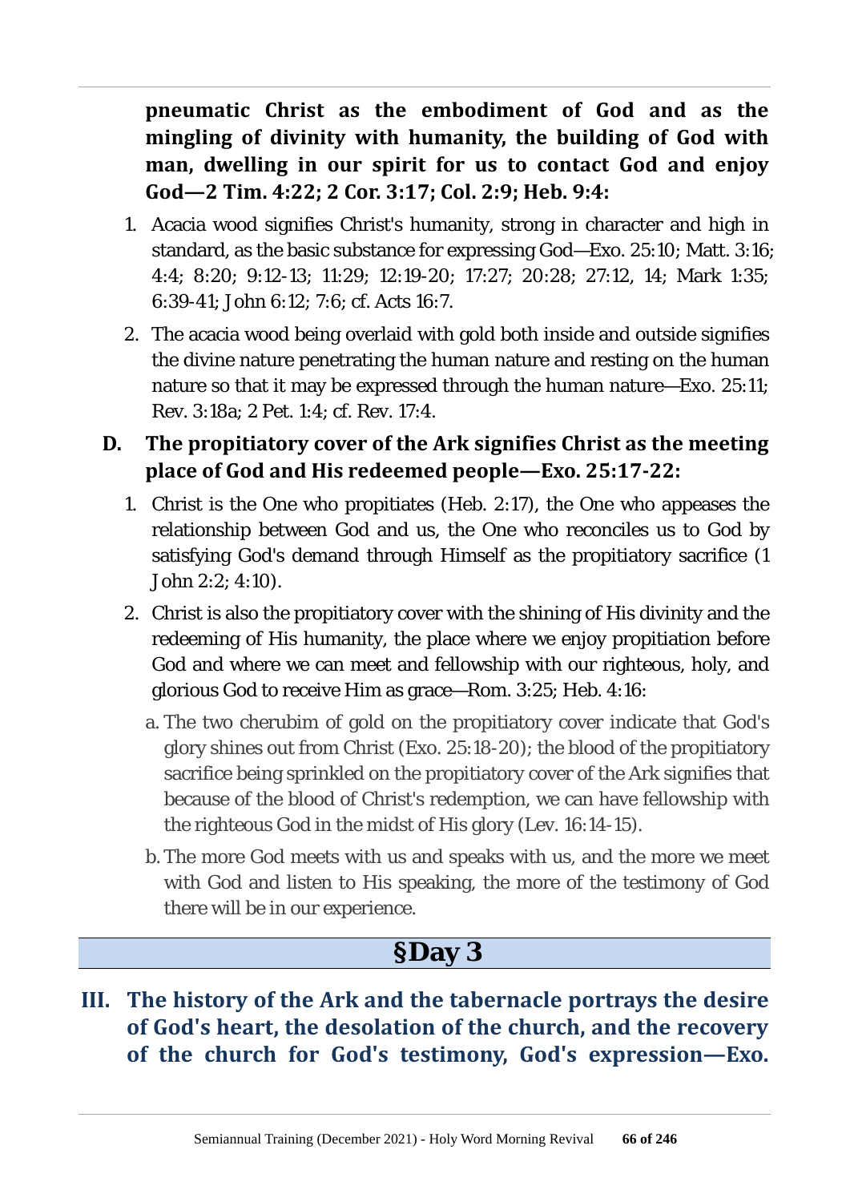**pneumatic Christ as the embodiment of God and as the mingling of divinity with humanity, the building of God with man, dwelling in our spirit for us to contact God and enjoy God—2 Tim. 4:22; 2 Cor. 3:17; Col. 2:9; Heb. 9:4:**

1. Acacia wood signifies Christ's humanity, strong in character and high in standard, as the basic substance for expressing God—Exo. 25:10; Matt. 3:16; 4:4; 8:20; 9:12-13; 11:29; 12:19-20; 17:27; 20:28; 27:12, 14; Mark 1:35; 6:39-41; John 6:12; 7:6; cf. Acts 16:7.
2. The acacia wood being overlaid with gold both inside and outside signifies the divine nature penetrating the human nature and resting on the human nature so that it may be expressed through the human nature—Exo. 25:11; Rev. 3:18a; 2 Pet. 1:4; cf. Rev. 17:4.

**D. The propitiatory cover of the Ark signifies Christ as the meeting place of God and His redeemed people—Exo. 25:17-22:**

1. Christ is the One who propitiates (Heb. 2:17), the One who appeases the relationship between God and us, the One who reconciles us to God by satisfying God's demand through Himself as the propitiatory sacrifice (1 John 2:2; 4:10).
2. Christ is also the propitiatory cover with the shining of His divinity and the redeeming of His humanity, the place where we enjoy propitiation before God and where we can meet and fellowship with our righteous, holy, and glorious God to receive Him as grace—Rom. 3:25; Heb. 4:16:
   - a. The two cherubim of gold on the propitiatory cover indicate that God's glory shines out from Christ (Exo. 25:18-20); the blood of the propitiatory sacrifice being sprinkled on the propitiatory cover of the Ark signifies that because of the blood of Christ's redemption, we can have fellowship with the righteous God in the midst of His glory (Lev. 16:14-15).
   - b. The more God meets with us and speaks with us, and the more we meet with God and listen to His speaking, the more of the testimony of God there will be in our experience.

## §Day 3

**III. The history of the Ark and the tabernacle portrays the desire of God's heart, the desolation of the church, and the recovery of the church for God's testimony, God's expression—Exo.**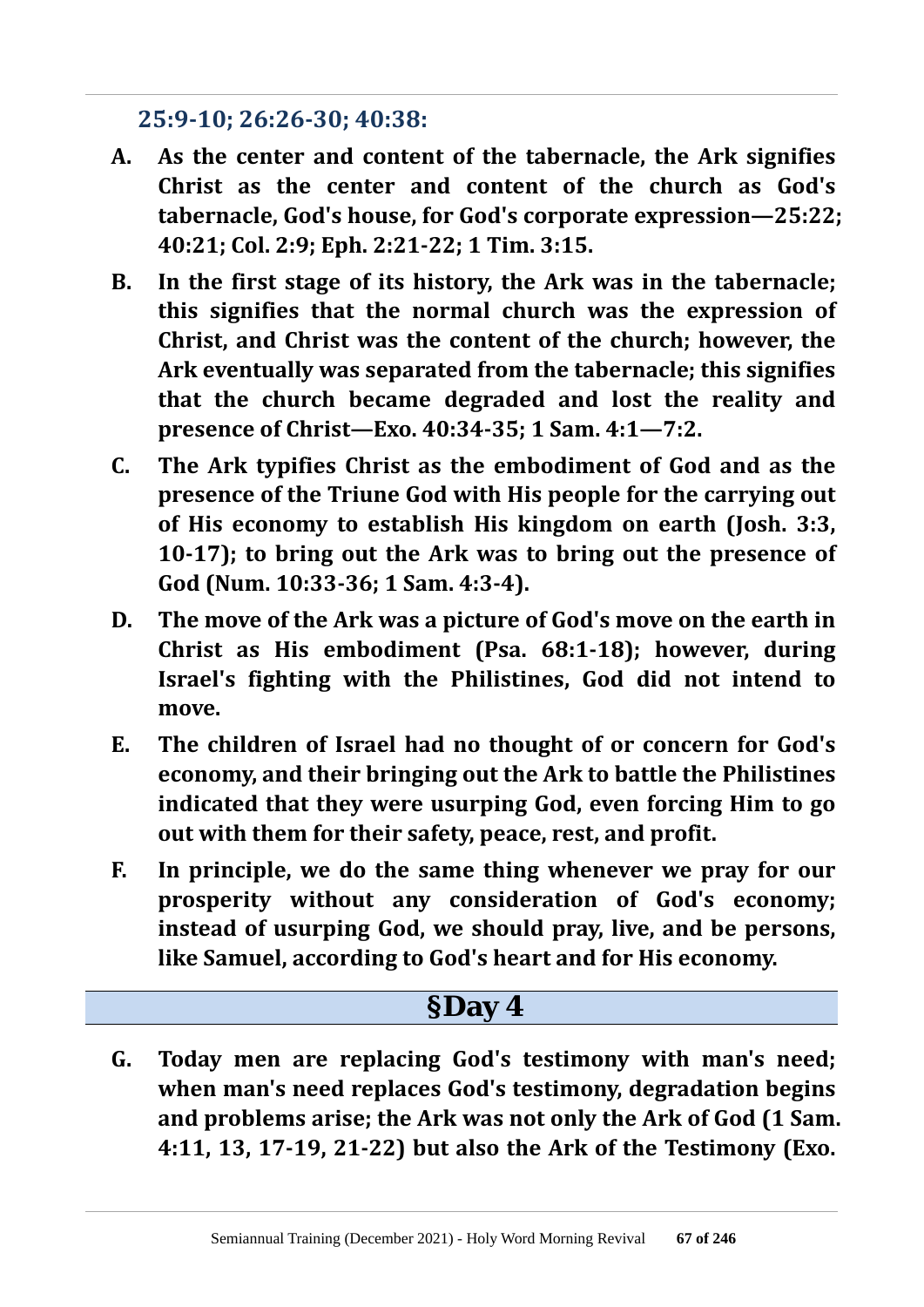**25:9-10; 26:26-30; 40:38:**

- **A. As the center and content of the tabernacle, the Ark signifies Christ as the center and content of the church as God's tabernacle, God's house, for God's corporate expression—25:22; 40:21; Col. 2:9; Eph. 2:21-22; 1 Tim. 3:15.**
- **B. In the first stage of its history, the Ark was in the tabernacle; this signifies that the normal church was the expression of Christ, and Christ was the content of the church; however, the Ark eventually was separated from the tabernacle; this signifies that the church became degraded and lost the reality and presence of Christ—Exo. 40:34-35; 1 Sam. 4:1—7:2.**
- **C. The Ark typifies Christ as the embodiment of God and as the presence of the Triune God with His people for the carrying out of His economy to establish His kingdom on earth (Josh. 3:3, 10-17); to bring out the Ark was to bring out the presence of God (Num. 10:33-36; 1 Sam. 4:3-4).**
- **D. The move of the Ark was a picture of God's move on the earth in Christ as His embodiment (Psa. 68:1-18); however, during Israel's fighting with the Philistines, God did not intend to move.**
- **E. The children of Israel had no thought of or concern for God's economy, and their bringing out the Ark to battle the Philistines indicated that they were usurping God, even forcing Him to go out with them for their safety, peace, rest, and profit.**
- **F. In principle, we do the same thing whenever we pray for our prosperity without any consideration of God's economy; instead of usurping God, we should pray, live, and be persons, like Samuel, according to God's heart and for His economy.**

## §Day 4

- **G. Today men are replacing God's testimony with man's need; when man's need replaces God's testimony, degradation begins and problems arise; the Ark was not only the Ark of God (1 Sam. 4:11, 13, 17-19, 21-22) but also the Ark of the Testimony (Exo.**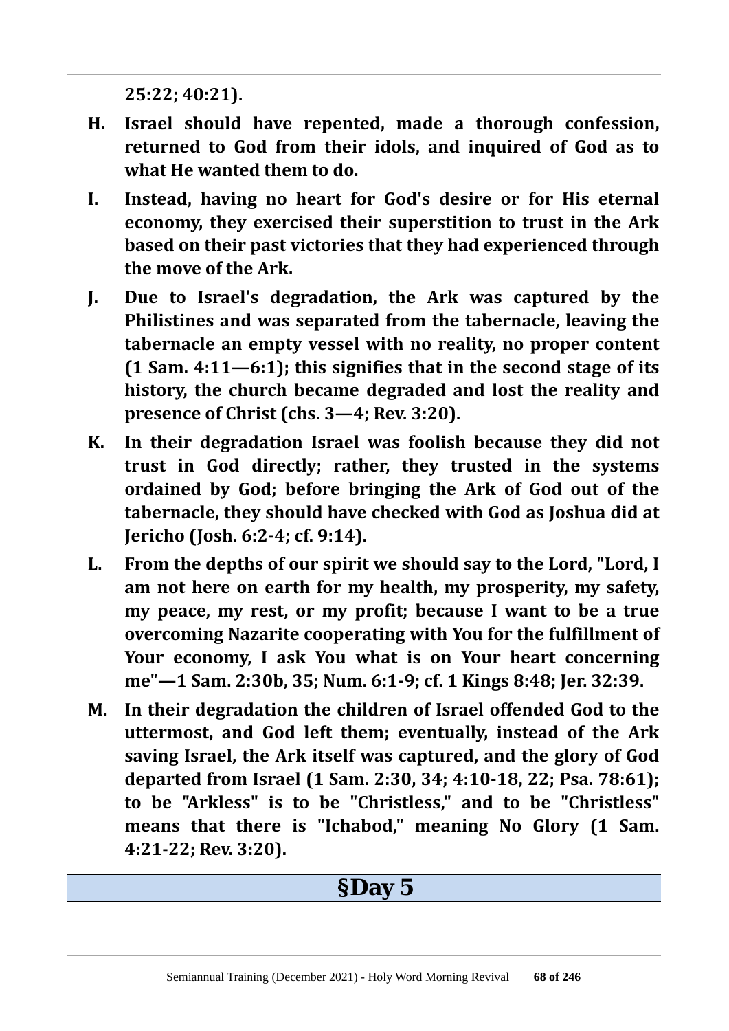**25:22; 40:21).**

**H. Israel should have repented, made a thorough confession, returned to God from their idols, and inquired of God as to what He wanted them to do.**

**I. Instead, having no heart for God's desire or for His eternal economy, they exercised their superstition to trust in the Ark based on their past victories that they had experienced through the move of the Ark.**

**J. Due to Israel's degradation, the Ark was captured by the Philistines and was separated from the tabernacle, leaving the tabernacle an empty vessel with no reality, no proper content (1 Sam. 4:11—6:1); this signifies that in the second stage of its history, the church became degraded and lost the reality and presence of Christ (chs. 3—4; Rev. 3:20).**

**K. In their degradation Israel was foolish because they did not trust in God directly; rather, they trusted in the systems ordained by God; before bringing the Ark of God out of the tabernacle, they should have checked with God as Joshua did at Jericho (Josh. 6:2-4; cf. 9:14).**

**L. From the depths of our spirit we should say to the Lord, "Lord, I am not here on earth for my health, my prosperity, my safety, my peace, my rest, or my profit; because I want to be a true overcoming Nazarite cooperating with You for the fulfillment of Your economy, I ask You what is on Your heart concerning me"—1 Sam. 2:30b, 35; Num. 6:1-9; cf. 1 Kings 8:48; Jer. 32:39.**

**M. In their degradation the children of Israel offended God to the uttermost, and God left them; eventually, instead of the Ark saving Israel, the Ark itself was captured, and the glory of God departed from Israel (1 Sam. 2:30, 34; 4:10-18, 22; Psa. 78:61); to be "Arkless" is to be "Christless," and to be "Christless" means that there is "Ichabod," meaning No Glory (1 Sam. 4:21-22; Rev. 3:20).**

## §Day 5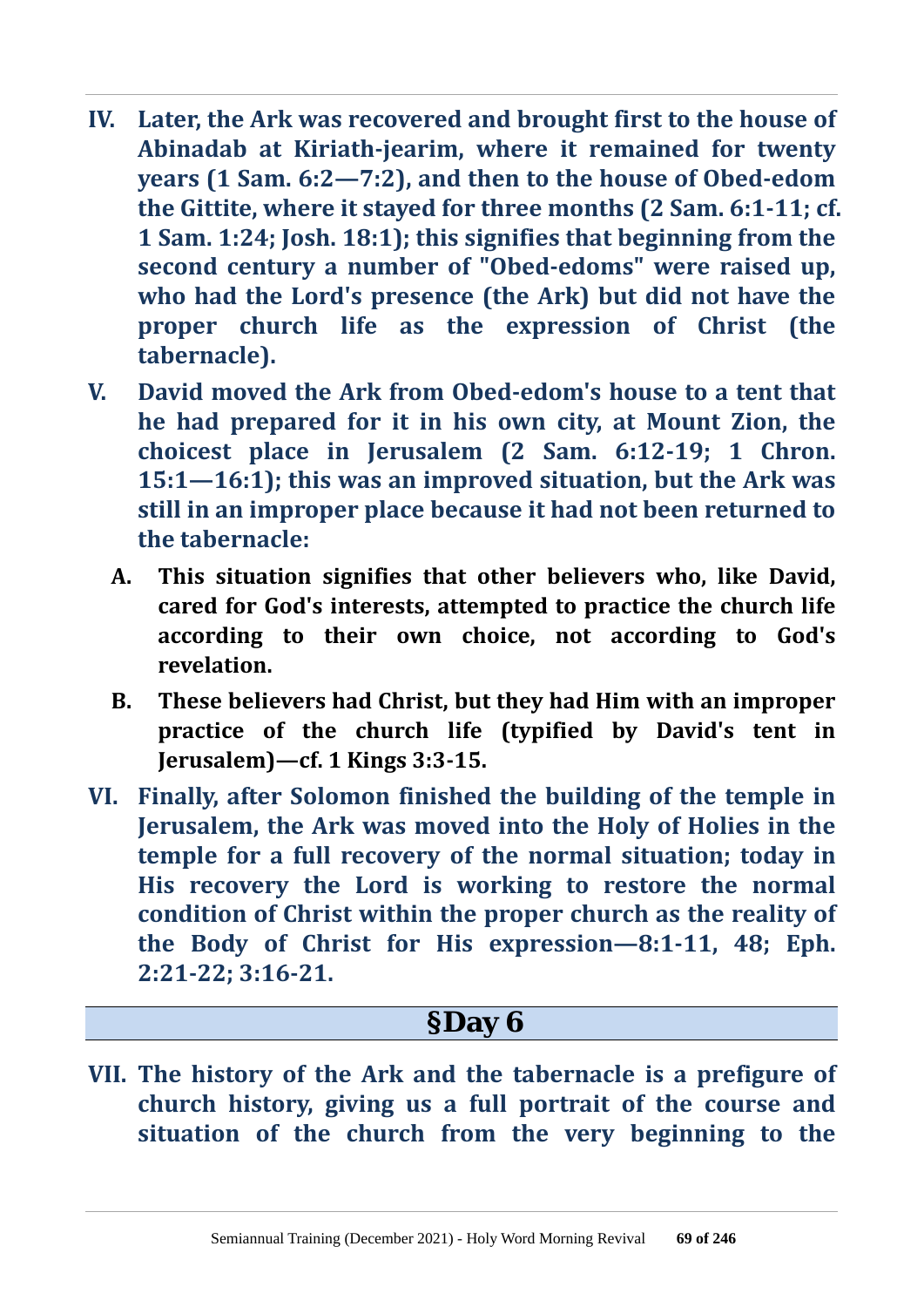**IV. Later, the Ark was recovered and brought first to the house of Abinadab at Kiriath-jearim, where it remained for twenty years (1 Sam. 6:2—7:2), and then to the house of Obed-edom the Gittite, where it stayed for three months (2 Sam. 6:1-11; cf. 1 Sam. 1:24; Josh. 18:1); this signifies that beginning from the second century a number of "Obed-edoms" were raised up, who had the Lord's presence (the Ark) but did not have the proper church life as the expression of Christ (the tabernacle).**

**V. David moved the Ark from Obed-edom's house to a tent that he had prepared for it in his own city, at Mount Zion, the choicest place in Jerusalem (2 Sam. 6:12-19; 1 Chron. 15:1—16:1); this was an improved situation, but the Ark was still in an improper place because it had not been returned to the tabernacle:**

- **A. This situation signifies that other believers who, like David, cared for God's interests, attempted to practice the church life according to their own choice, not according to God's revelation.**
- **B. These believers had Christ, but they had Him with an improper practice of the church life (typified by David's tent in Jerusalem)—cf. 1 Kings 3:3-15.**

**VI. Finally, after Solomon finished the building of the temple in Jerusalem, the Ark was moved into the Holy of Holies in the temple for a full recovery of the normal situation; today in His recovery the Lord is working to restore the normal condition of Christ within the proper church as the reality of the Body of Christ for His expression—8:1-11, 48; Eph. 2:21-22; 3:16-21.**

## §Day 6

**VII. The history of the Ark and the tabernacle is a prefigure of church history, giving us a full portrait of the course and situation of the church from the very beginning to the**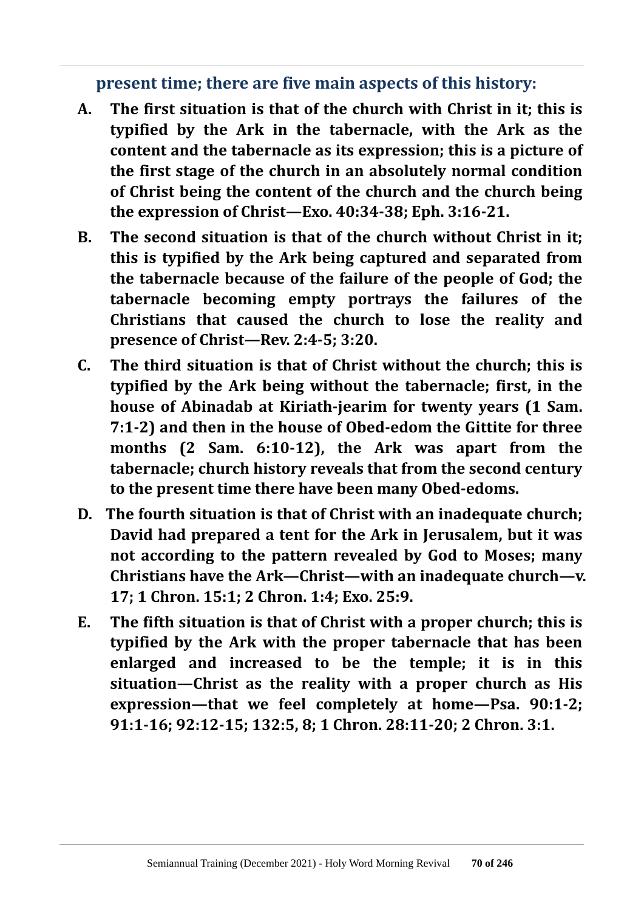**present time; there are five main aspects of this history:**

A. **The first situation is that of the church with Christ in it; this is typified by the Ark in the tabernacle, with the Ark as the content and the tabernacle as its expression; this is a picture of the first stage of the church in an absolutely normal condition of Christ being the content of the church and the church being the expression of Christ—Exo. 40:34-38; Eph. 3:16-21.**

B. **The second situation is that of the church without Christ in it; this is typified by the Ark being captured and separated from the tabernacle because of the failure of the people of God; the tabernacle becoming empty portrays the failures of the Christians that caused the church to lose the reality and presence of Christ—Rev. 2:4-5; 3:20.**

C. **The third situation is that of Christ without the church; this is typified by the Ark being without the tabernacle; first, in the house of Abinadab at Kiriath-jearim for twenty years (1 Sam. 7:1-2) and then in the house of Obed-edom the Gittite for three months (2 Sam. 6:10-12), the Ark was apart from the tabernacle; church history reveals that from the second century to the present time there have been many Obed-edoms.**

D. **The fourth situation is that of Christ with an inadequate church; David had prepared a tent for the Ark in Jerusalem, but it was not according to the pattern revealed by God to Moses; many Christians have the Ark—Christ—with an inadequate church—v. 17; 1 Chron. 15:1; 2 Chron. 1:4; Exo. 25:9.**

E. **The fifth situation is that of Christ with a proper church; this is typified by the Ark with the proper tabernacle that has been enlarged and increased to be the temple; it is in this situation—Christ as the reality with a proper church as His expression—that we feel completely at home—Psa. 90:1-2; 91:1-16; 92:12-15; 132:5, 8; 1 Chron. 28:11-20; 2 Chron. 3:1.**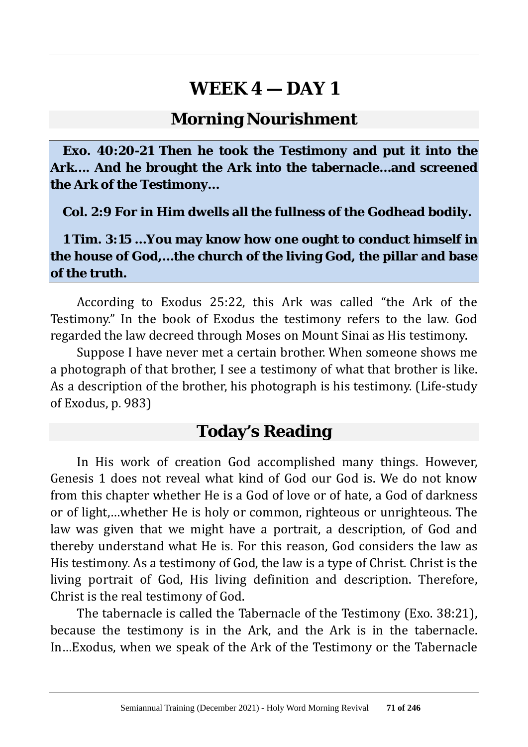# WEEK 4 — DAY 1

## Morning Nourishment

**Exo. 40:20-21 Then he took the Testimony and put it into the Ark…. And he brought the Ark into the tabernacle…and screened the Ark of the Testimony…**

**Col. 2:9 For in Him dwells all the fullness of the Godhead bodily.**

**1 Tim. 3:15 …You may know how one ought to conduct himself in the house of God,…the church of the living God, the pillar and base of the truth.**

According to Exodus 25:22, this Ark was called "the Ark of the Testimony." In the book of Exodus the testimony refers to the law. God regarded the law decreed through Moses on Mount Sinai as His testimony.

Suppose I have never met a certain brother. When someone shows me a photograph of that brother, I see a testimony of what that brother is like. As a description of the brother, his photograph is his testimony. (Life-study of Exodus, p. 983)

## Today's Reading

In His work of creation God accomplished many things. However, Genesis 1 does not reveal what kind of God our God is. We do not know from this chapter whether He is a God of love or of hate, a God of darkness or of light,…whether He is holy or common, righteous or unrighteous. The law was given that we might have a portrait, a description, of God and thereby understand what He is. For this reason, God considers the law as His testimony. As a testimony of God, the law is a type of Christ. Christ is the living portrait of God, His living definition and description. Therefore, Christ is the real testimony of God.

The tabernacle is called the Tabernacle of the Testimony (Exo. 38:21), because the testimony is in the Ark, and the Ark is in the tabernacle. In…Exodus, when we speak of the Ark of the Testimony or the Tabernacle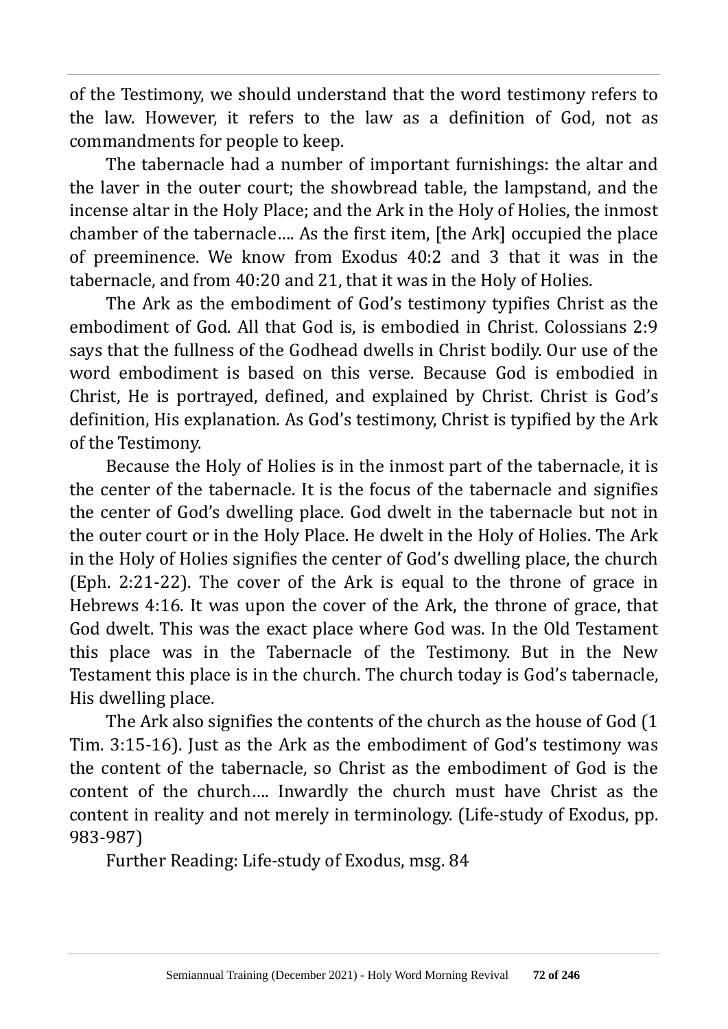of the Testimony, we should understand that the word testimony refers to the law. However, it refers to the law as a definition of God, not as commandments for people to keep.

The tabernacle had a number of important furnishings: the altar and the laver in the outer court; the showbread table, the lampstand, and the incense altar in the Holy Place; and the Ark in the Holy of Holies, the inmost chamber of the tabernacle…. As the first item, [the Ark] occupied the place of preeminence. We know from Exodus 40:2 and 3 that it was in the tabernacle, and from 40:20 and 21, that it was in the Holy of Holies.

The Ark as the embodiment of God's testimony typifies Christ as the embodiment of God. All that God is, is embodied in Christ. Colossians 2:9 says that the fullness of the Godhead dwells in Christ bodily. Our use of the word embodiment is based on this verse. Because God is embodied in Christ, He is portrayed, defined, and explained by Christ. Christ is God's definition, His explanation. As God's testimony, Christ is typified by the Ark of the Testimony.

Because the Holy of Holies is in the inmost part of the tabernacle, it is the center of the tabernacle. It is the focus of the tabernacle and signifies the center of God's dwelling place. God dwelt in the tabernacle but not in the outer court or in the Holy Place. He dwelt in the Holy of Holies. The Ark in the Holy of Holies signifies the center of God's dwelling place, the church (Eph. 2:21-22). The cover of the Ark is equal to the throne of grace in Hebrews 4:16. It was upon the cover of the Ark, the throne of grace, that God dwelt. This was the exact place where God was. In the Old Testament this place was in the Tabernacle of the Testimony. But in the New Testament this place is in the church. The church today is God's tabernacle, His dwelling place.

The Ark also signifies the contents of the church as the house of God (1 Tim. 3:15-16). Just as the Ark as the embodiment of God's testimony was the content of the tabernacle, so Christ as the embodiment of God is the content of the church…. Inwardly the church must have Christ as the content in reality and not merely in terminology. (Life-study of Exodus, pp. 983-987)

Further Reading: Life-study of Exodus, msg. 84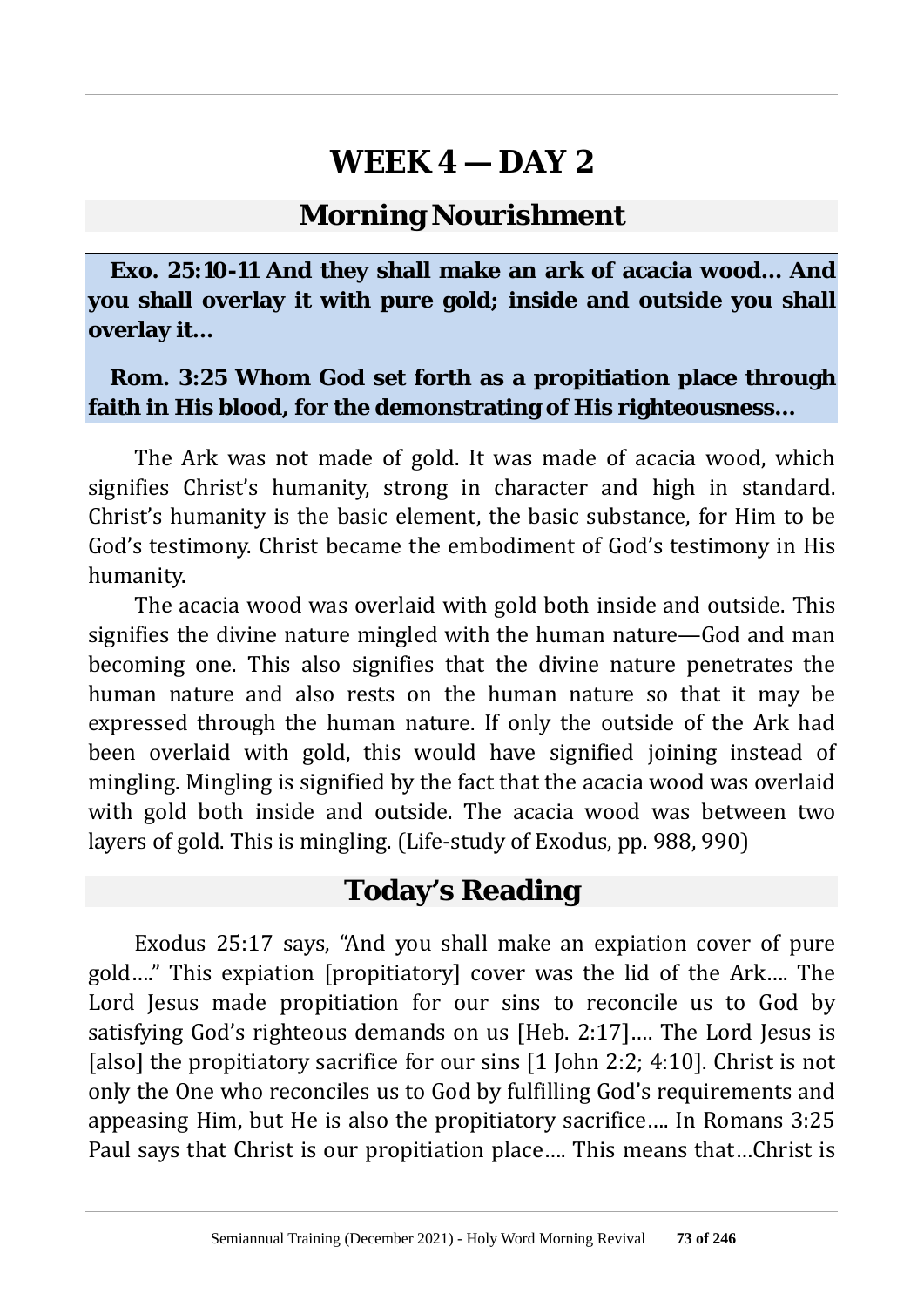# WEEK 4 — DAY 2

## Morning Nourishment

**Exo. 25:10-11 And they shall make an ark of acacia wood… And you shall overlay it with pure gold; inside and outside you shall overlay it…**

**Rom. 3:25 Whom God set forth as a propitiation place through faith in His blood, for the demonstrating of His righteousness…**

The Ark was not made of gold. It was made of acacia wood, which signifies Christ's humanity, strong in character and high in standard. Christ's humanity is the basic element, the basic substance, for Him to be God's testimony. Christ became the embodiment of God's testimony in His humanity.

The acacia wood was overlaid with gold both inside and outside. This signifies the divine nature mingled with the human nature—God and man becoming one. This also signifies that the divine nature penetrates the human nature and also rests on the human nature so that it may be expressed through the human nature. If only the outside of the Ark had been overlaid with gold, this would have signified joining instead of mingling. Mingling is signified by the fact that the acacia wood was overlaid with gold both inside and outside. The acacia wood was between two layers of gold. This is mingling. (Life-study of Exodus, pp. 988, 990)

## Today's Reading

Exodus 25:17 says, "And you shall make an expiation cover of pure gold…." This expiation [propitiatory] cover was the lid of the Ark…. The Lord Jesus made propitiation for our sins to reconcile us to God by satisfying God's righteous demands on us [Heb. 2:17]…. The Lord Jesus is [also] the propitiatory sacrifice for our sins [1 John 2:2; 4:10]. Christ is not only the One who reconciles us to God by fulfilling God's requirements and appeasing Him, but He is also the propitiatory sacrifice…. In Romans 3:25 Paul says that Christ is our propitiation place…. This means that…Christ is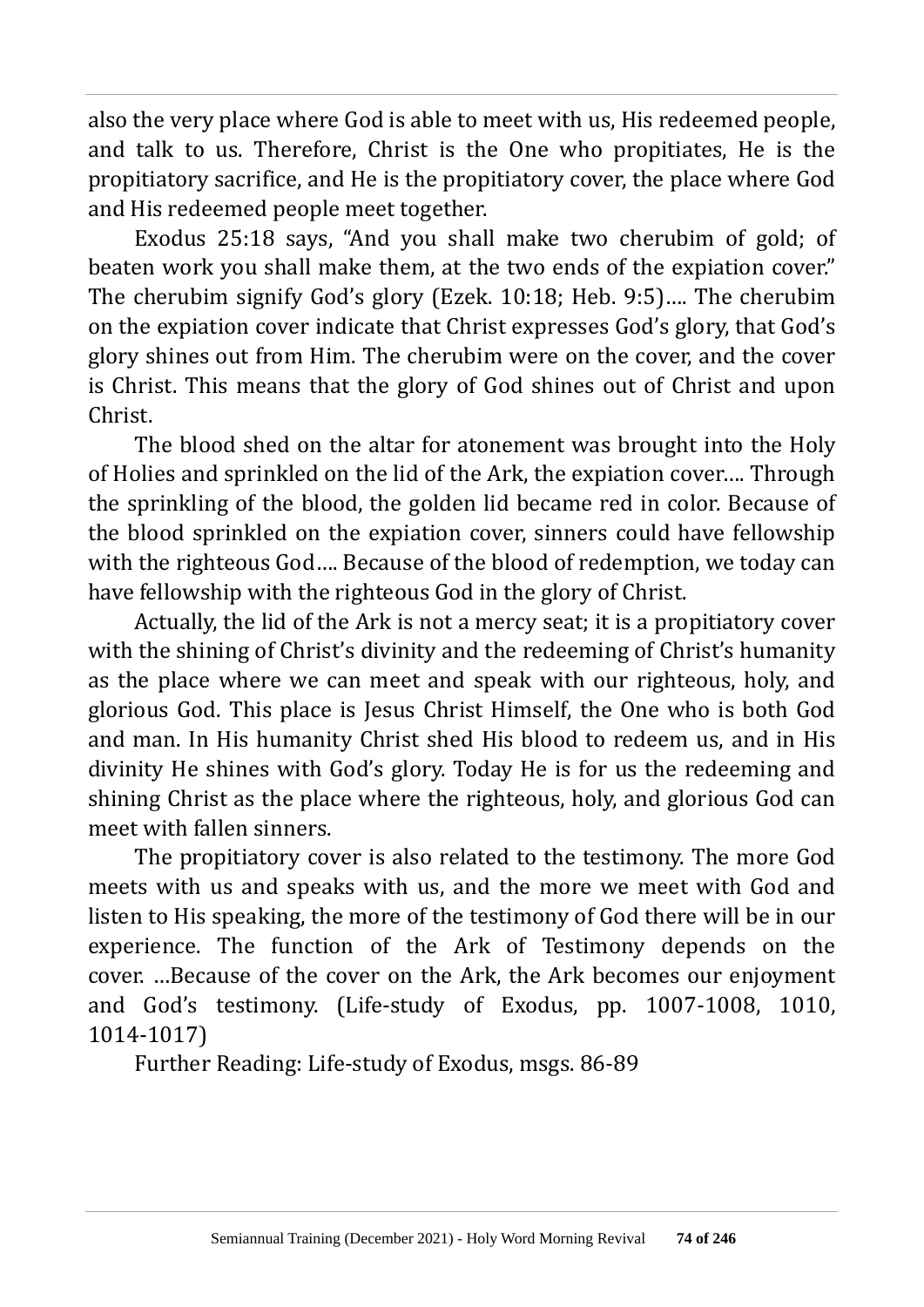also the very place where God is able to meet with us, His redeemed people, and talk to us. Therefore, Christ is the One who propitiates, He is the propitiatory sacrifice, and He is the propitiatory cover, the place where God and His redeemed people meet together.

Exodus 25:18 says, "And you shall make two cherubim of gold; of beaten work you shall make them, at the two ends of the expiation cover." The cherubim signify God's glory (Ezek. 10:18; Heb. 9:5)…. The cherubim on the expiation cover indicate that Christ expresses God's glory, that God's glory shines out from Him. The cherubim were on the cover, and the cover is Christ. This means that the glory of God shines out of Christ and upon Christ.

The blood shed on the altar for atonement was brought into the Holy of Holies and sprinkled on the lid of the Ark, the expiation cover…. Through the sprinkling of the blood, the golden lid became red in color. Because of the blood sprinkled on the expiation cover, sinners could have fellowship with the righteous God…. Because of the blood of redemption, we today can have fellowship with the righteous God in the glory of Christ.

Actually, the lid of the Ark is not a mercy seat; it is a propitiatory cover with the shining of Christ's divinity and the redeeming of Christ's humanity as the place where we can meet and speak with our righteous, holy, and glorious God. This place is Jesus Christ Himself, the One who is both God and man. In His humanity Christ shed His blood to redeem us, and in His divinity He shines with God's glory. Today He is for us the redeeming and shining Christ as the place where the righteous, holy, and glorious God can meet with fallen sinners.

The propitiatory cover is also related to the testimony. The more God meets with us and speaks with us, and the more we meet with God and listen to His speaking, the more of the testimony of God there will be in our experience. The function of the Ark of Testimony depends on the cover. …Because of the cover on the Ark, the Ark becomes our enjoyment and God's testimony. (Life-study of Exodus, pp. 1007-1008, 1010, 1014-1017)

Further Reading: Life-study of Exodus, msgs. 86-89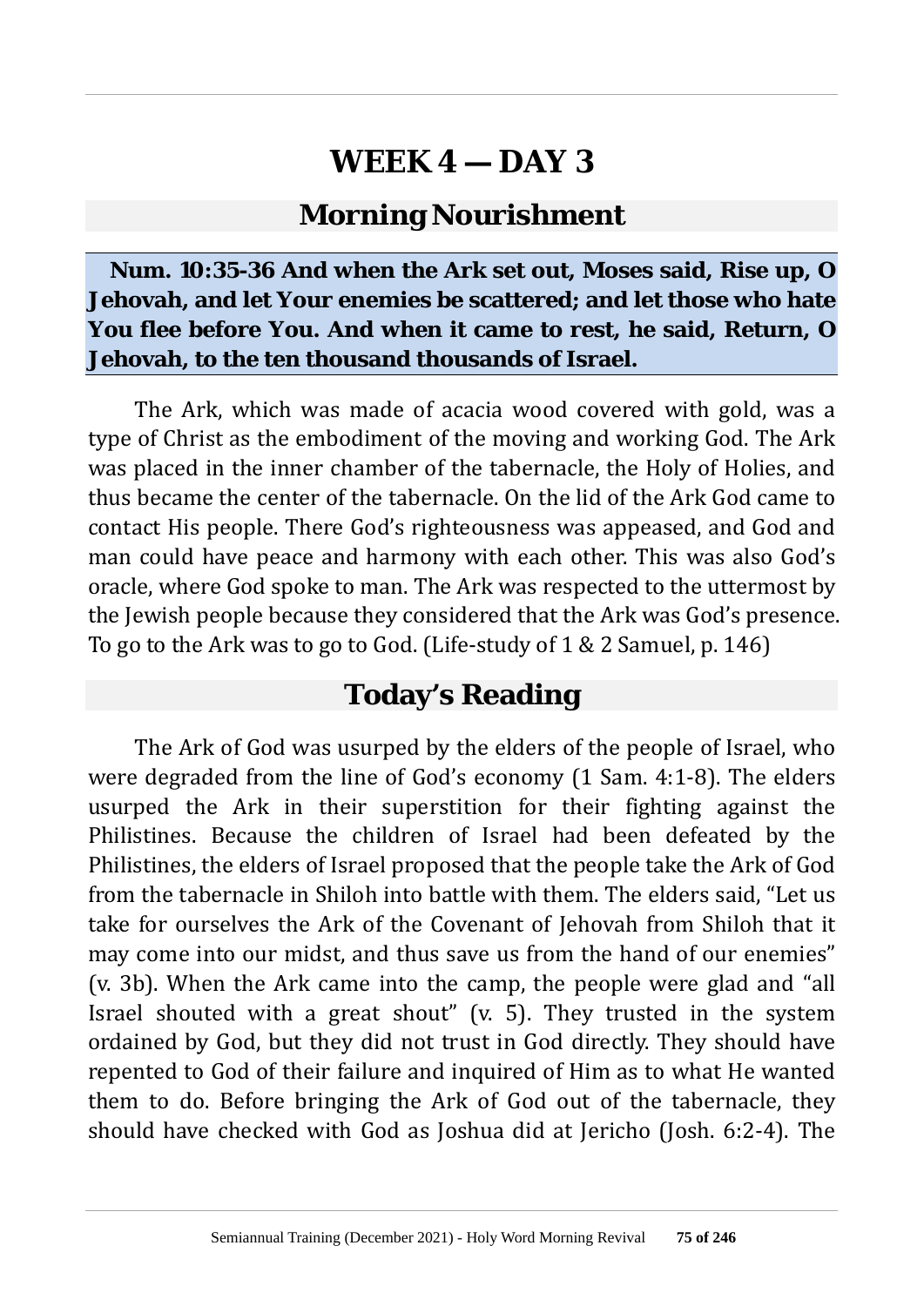# WEEK 4 — DAY 3

## Morning Nourishment

**Num. 10:35-36 And when the Ark set out, Moses said, Rise up, O Jehovah, and let Your enemies be scattered; and let those who hate You flee before You. And when it came to rest, he said, Return, O Jehovah, to the ten thousand thousands of Israel.**

The Ark, which was made of acacia wood covered with gold, was a type of Christ as the embodiment of the moving and working God. The Ark was placed in the inner chamber of the tabernacle, the Holy of Holies, and thus became the center of the tabernacle. On the lid of the Ark God came to contact His people. There God's righteousness was appeased, and God and man could have peace and harmony with each other. This was also God's oracle, where God spoke to man. The Ark was respected to the uttermost by the Jewish people because they considered that the Ark was God's presence. To go to the Ark was to go to God. (Life-study of 1 & 2 Samuel, p. 146)

## Today's Reading

The Ark of God was usurped by the elders of the people of Israel, who were degraded from the line of God's economy (1 Sam. 4:1-8). The elders usurped the Ark in their superstition for their fighting against the Philistines. Because the children of Israel had been defeated by the Philistines, the elders of Israel proposed that the people take the Ark of God from the tabernacle in Shiloh into battle with them. The elders said, "Let us take for ourselves the Ark of the Covenant of Jehovah from Shiloh that it may come into our midst, and thus save us from the hand of our enemies" (v. 3b). When the Ark came into the camp, the people were glad and "all Israel shouted with a great shout" (v. 5). They trusted in the system ordained by God, but they did not trust in God directly. They should have repented to God of their failure and inquired of Him as to what He wanted them to do. Before bringing the Ark of God out of the tabernacle, they should have checked with God as Joshua did at Jericho (Josh. 6:2-4). The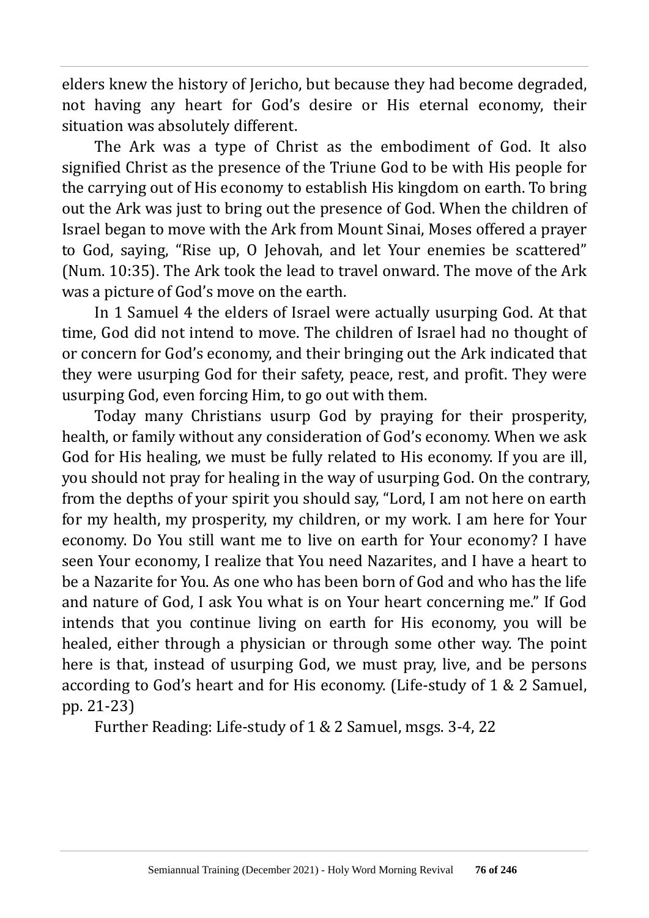elders knew the history of Jericho, but because they had become degraded, not having any heart for God's desire or His eternal economy, their situation was absolutely different.

The Ark was a type of Christ as the embodiment of God. It also signified Christ as the presence of the Triune God to be with His people for the carrying out of His economy to establish His kingdom on earth. To bring out the Ark was just to bring out the presence of God. When the children of Israel began to move with the Ark from Mount Sinai, Moses offered a prayer to God, saying, "Rise up, O Jehovah, and let Your enemies be scattered" (Num. 10:35). The Ark took the lead to travel onward. The move of the Ark was a picture of God's move on the earth.

In 1 Samuel 4 the elders of Israel were actually usurping God. At that time, God did not intend to move. The children of Israel had no thought of or concern for God's economy, and their bringing out the Ark indicated that they were usurping God for their safety, peace, rest, and profit. They were usurping God, even forcing Him, to go out with them.

Today many Christians usurp God by praying for their prosperity, health, or family without any consideration of God's economy. When we ask God for His healing, we must be fully related to His economy. If you are ill, you should not pray for healing in the way of usurping God. On the contrary, from the depths of your spirit you should say, "Lord, I am not here on earth for my health, my prosperity, my children, or my work. I am here for Your economy. Do You still want me to live on earth for Your economy? I have seen Your economy, I realize that You need Nazarites, and I have a heart to be a Nazarite for You. As one who has been born of God and who has the life and nature of God, I ask You what is on Your heart concerning me." If God intends that you continue living on earth for His economy, you will be healed, either through a physician or through some other way. The point here is that, instead of usurping God, we must pray, live, and be persons according to God's heart and for His economy. (Life-study of 1 & 2 Samuel, pp. 21-23)

Further Reading: Life-study of 1 & 2 Samuel, msgs. 3-4, 22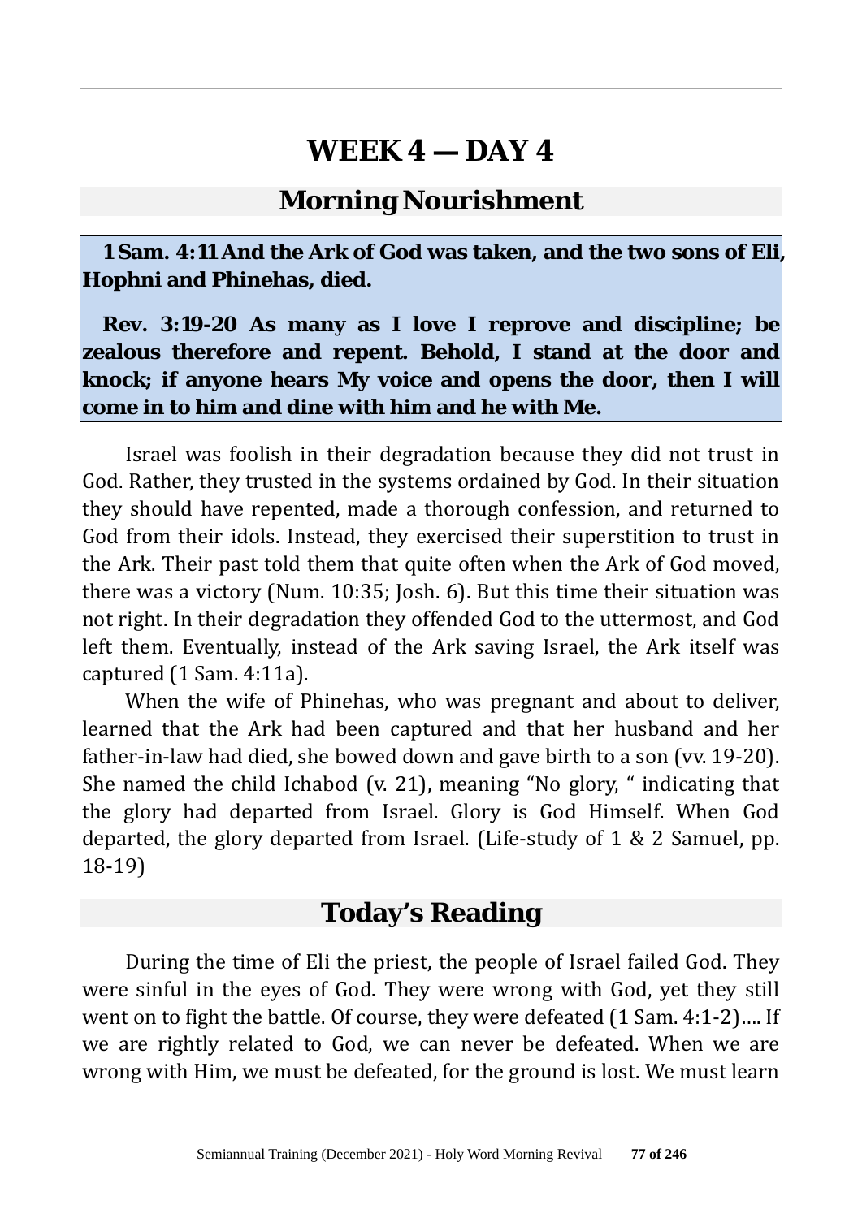# WEEK 4 — DAY 4

## Morning Nourishment

**1 Sam. 4:11 And the Ark of God was taken, and the two sons of Eli, Hophni and Phinehas, died.**

**Rev. 3:19-20 As many as I love I reprove and discipline; be zealous therefore and repent. Behold, I stand at the door and knock; if anyone hears My voice and opens the door, then I will come in to him and dine with him and he with Me.**

Israel was foolish in their degradation because they did not trust in God. Rather, they trusted in the systems ordained by God. In their situation they should have repented, made a thorough confession, and returned to God from their idols. Instead, they exercised their superstition to trust in the Ark. Their past told them that quite often when the Ark of God moved, there was a victory (Num. 10:35; Josh. 6). But this time their situation was not right. In their degradation they offended God to the uttermost, and God left them. Eventually, instead of the Ark saving Israel, the Ark itself was captured (1 Sam. 4:11a).

When the wife of Phinehas, who was pregnant and about to deliver, learned that the Ark had been captured and that her husband and her father-in-law had died, she bowed down and gave birth to a son (vv. 19-20). She named the child Ichabod (v. 21), meaning "No glory, " indicating that the glory had departed from Israel. Glory is God Himself. When God departed, the glory departed from Israel. (Life-study of 1 & 2 Samuel, pp. 18-19)

## Today's Reading

During the time of Eli the priest, the people of Israel failed God. They were sinful in the eyes of God. They were wrong with God, yet they still went on to fight the battle. Of course, they were defeated (1 Sam. 4:1-2).... If we are rightly related to God, we can never be defeated. When we are wrong with Him, we must be defeated, for the ground is lost. We must learn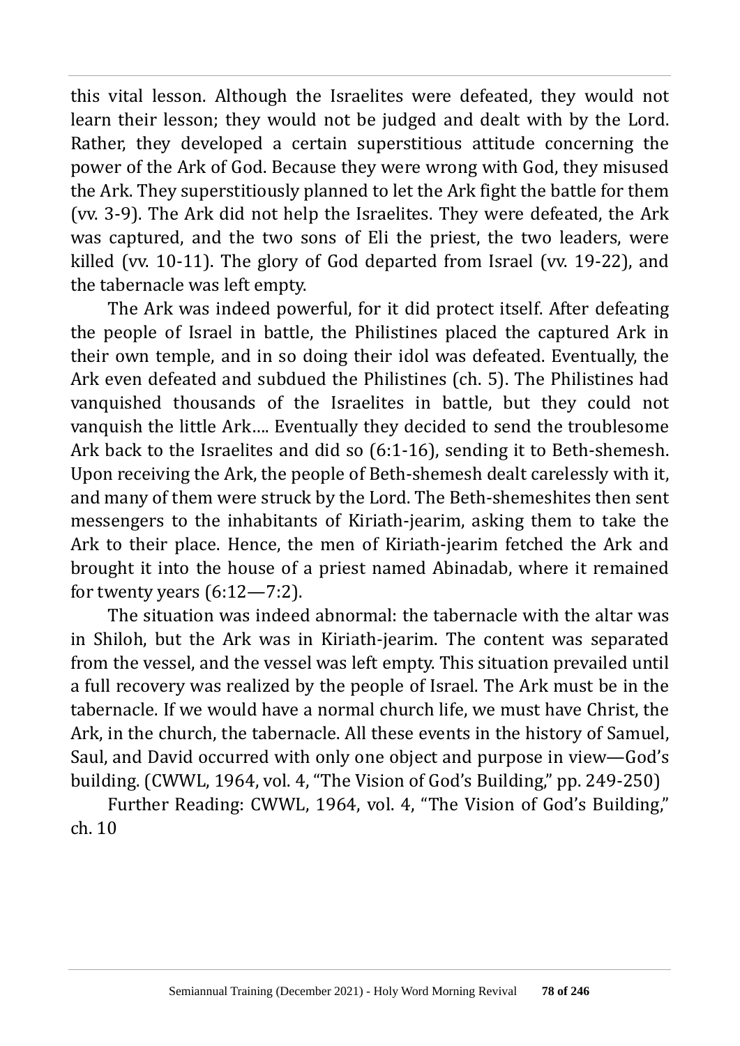this vital lesson. Although the Israelites were defeated, they would not learn their lesson; they would not be judged and dealt with by the Lord. Rather, they developed a certain superstitious attitude concerning the power of the Ark of God. Because they were wrong with God, they misused the Ark. They superstitiously planned to let the Ark fight the battle for them (vv. 3-9). The Ark did not help the Israelites. They were defeated, the Ark was captured, and the two sons of Eli the priest, the two leaders, were killed (vv. 10-11). The glory of God departed from Israel (vv. 19-22), and the tabernacle was left empty.

The Ark was indeed powerful, for it did protect itself. After defeating the people of Israel in battle, the Philistines placed the captured Ark in their own temple, and in so doing their idol was defeated. Eventually, the Ark even defeated and subdued the Philistines (ch. 5). The Philistines had vanquished thousands of the Israelites in battle, but they could not vanquish the little Ark.... Eventually they decided to send the troublesome Ark back to the Israelites and did so (6:1-16), sending it to Beth-shemesh. Upon receiving the Ark, the people of Beth-shemesh dealt carelessly with it, and many of them were struck by the Lord. The Beth-shemeshites then sent messengers to the inhabitants of Kiriath-jearim, asking them to take the Ark to their place. Hence, the men of Kiriath-jearim fetched the Ark and brought it into the house of a priest named Abinadab, where it remained for twenty years (6:12—7:2).

The situation was indeed abnormal: the tabernacle with the altar was in Shiloh, but the Ark was in Kiriath-jearim. The content was separated from the vessel, and the vessel was left empty. This situation prevailed until a full recovery was realized by the people of Israel. The Ark must be in the tabernacle. If we would have a normal church life, we must have Christ, the Ark, in the church, the tabernacle. All these events in the history of Samuel, Saul, and David occurred with only one object and purpose in view—God's building. (CWWL, 1964, vol. 4, "The Vision of God's Building," pp. 249-250)

Further Reading: CWWL, 1964, vol. 4, "The Vision of God's Building," ch. 10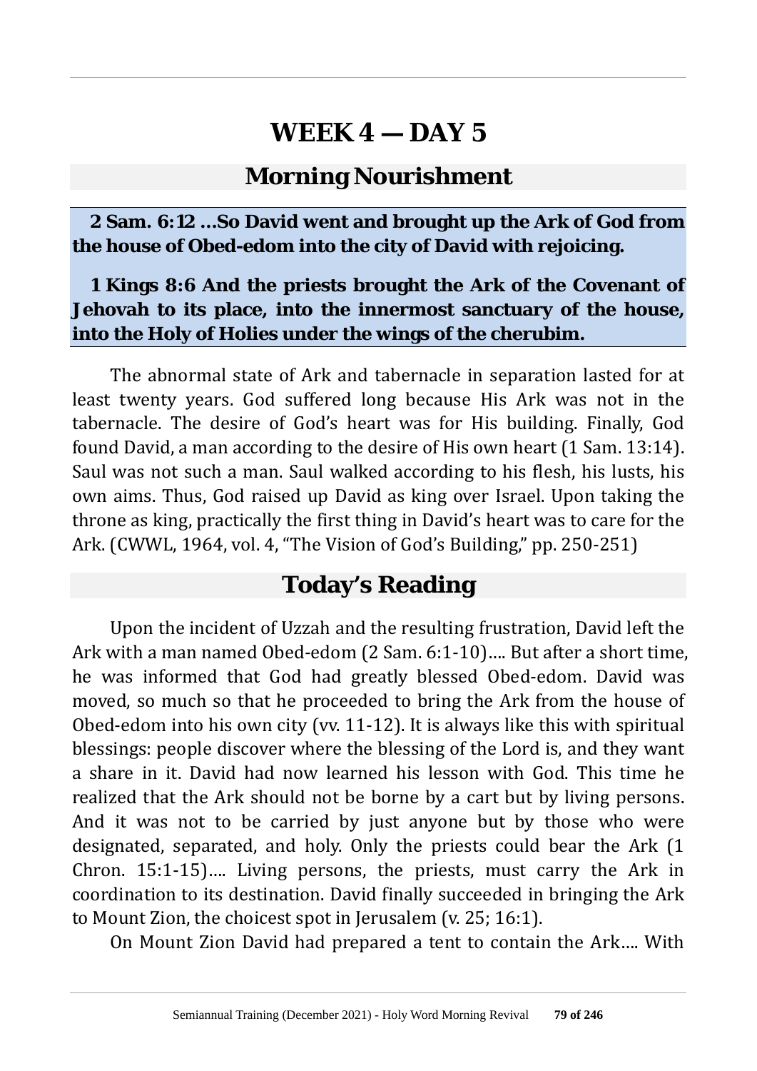# WEEK 4 — DAY 5

## Morning Nourishment

**2 Sam. 6:12 …So David went and brought up the Ark of God from the house of Obed-edom into the city of David with rejoicing.**

**1 Kings 8:6 And the priests brought the Ark of the Covenant of Jehovah to its place, into the innermost sanctuary of the house, into the Holy of Holies under the wings of the cherubim.**

The abnormal state of Ark and tabernacle in separation lasted for at least twenty years. God suffered long because His Ark was not in the tabernacle. The desire of God's heart was for His building. Finally, God found David, a man according to the desire of His own heart (1 Sam. 13:14). Saul was not such a man. Saul walked according to his flesh, his lusts, his own aims. Thus, God raised up David as king over Israel. Upon taking the throne as king, practically the first thing in David's heart was to care for the Ark. (CWWL, 1964, vol. 4, "The Vision of God's Building," pp. 250-251)

## Today's Reading

Upon the incident of Uzzah and the resulting frustration, David left the Ark with a man named Obed-edom (2 Sam. 6:1-10)…. But after a short time, he was informed that God had greatly blessed Obed-edom. David was moved, so much so that he proceeded to bring the Ark from the house of Obed-edom into his own city (vv. 11-12). It is always like this with spiritual blessings: people discover where the blessing of the Lord is, and they want a share in it. David had now learned his lesson with God. This time he realized that the Ark should not be borne by a cart but by living persons. And it was not to be carried by just anyone but by those who were designated, separated, and holy. Only the priests could bear the Ark (1 Chron. 15:1-15)…. Living persons, the priests, must carry the Ark in coordination to its destination. David finally succeeded in bringing the Ark to Mount Zion, the choicest spot in Jerusalem (v. 25; 16:1).

On Mount Zion David had prepared a tent to contain the Ark…. With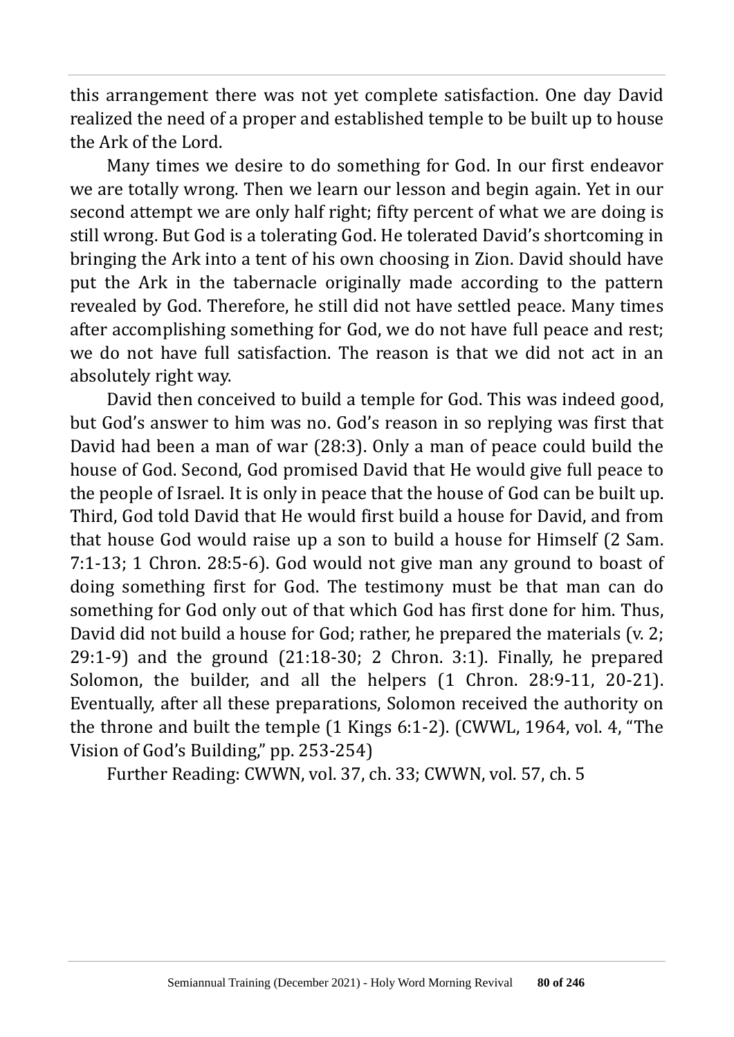this arrangement there was not yet complete satisfaction. One day David realized the need of a proper and established temple to be built up to house the Ark of the Lord.

Many times we desire to do something for God. In our first endeavor we are totally wrong. Then we learn our lesson and begin again. Yet in our second attempt we are only half right; fifty percent of what we are doing is still wrong. But God is a tolerating God. He tolerated David's shortcoming in bringing the Ark into a tent of his own choosing in Zion. David should have put the Ark in the tabernacle originally made according to the pattern revealed by God. Therefore, he still did not have settled peace. Many times after accomplishing something for God, we do not have full peace and rest; we do not have full satisfaction. The reason is that we did not act in an absolutely right way.

David then conceived to build a temple for God. This was indeed good, but God's answer to him was no. God's reason in so replying was first that David had been a man of war (28:3). Only a man of peace could build the house of God. Second, God promised David that He would give full peace to the people of Israel. It is only in peace that the house of God can be built up. Third, God told David that He would first build a house for David, and from that house God would raise up a son to build a house for Himself (2 Sam. 7:1-13; 1 Chron. 28:5-6). God would not give man any ground to boast of doing something first for God. The testimony must be that man can do something for God only out of that which God has first done for him. Thus, David did not build a house for God; rather, he prepared the materials (v. 2; 29:1-9) and the ground (21:18-30; 2 Chron. 3:1). Finally, he prepared Solomon, the builder, and all the helpers (1 Chron. 28:9-11, 20-21). Eventually, after all these preparations, Solomon received the authority on the throne and built the temple (1 Kings 6:1-2). (CWWL, 1964, vol. 4, "The Vision of God's Building," pp. 253-254)

Further Reading: CWWN, vol. 37, ch. 33; CWWN, vol. 57, ch. 5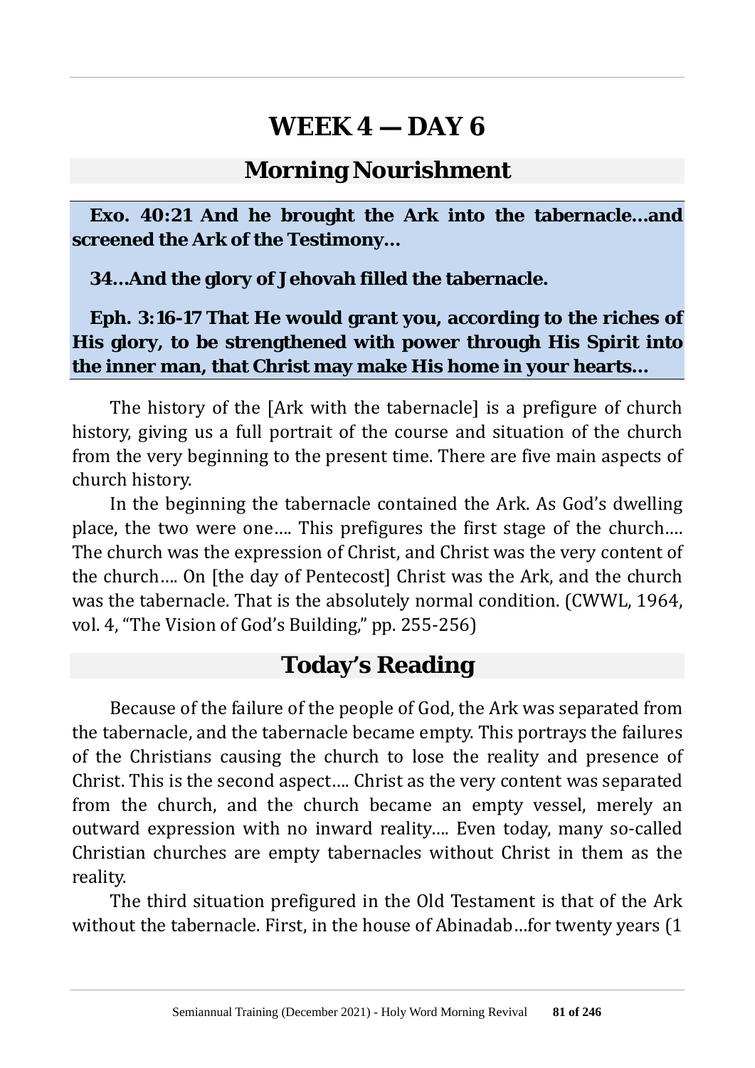# WEEK 4 — DAY 6

## Morning Nourishment

**Exo. 40:21 And he brought the Ark into the tabernacle…and screened the Ark of the Testimony…**

**34…And the glory of Jehovah filled the tabernacle.**

**Eph. 3:16-17 That He would grant you, according to the riches of His glory, to be strengthened with power through His Spirit into the inner man, that Christ may make His home in your hearts…**

The history of the [Ark with the tabernacle] is a prefigure of church history, giving us a full portrait of the course and situation of the church from the very beginning to the present time. There are five main aspects of church history.

In the beginning the tabernacle contained the Ark. As God's dwelling place, the two were one…. This prefigures the first stage of the church…. The church was the expression of Christ, and Christ was the very content of the church…. On [the day of Pentecost] Christ was the Ark, and the church was the tabernacle. That is the absolutely normal condition. (CWWL, 1964, vol. 4, "The Vision of God's Building," pp. 255-256)

## Today's Reading

Because of the failure of the people of God, the Ark was separated from the tabernacle, and the tabernacle became empty. This portrays the failures of the Christians causing the church to lose the reality and presence of Christ. This is the second aspect…. Christ as the very content was separated from the church, and the church became an empty vessel, merely an outward expression with no inward reality…. Even today, many so-called Christian churches are empty tabernacles without Christ in them as the reality.

The third situation prefigured in the Old Testament is that of the Ark without the tabernacle. First, in the house of Abinadab…for twenty years (1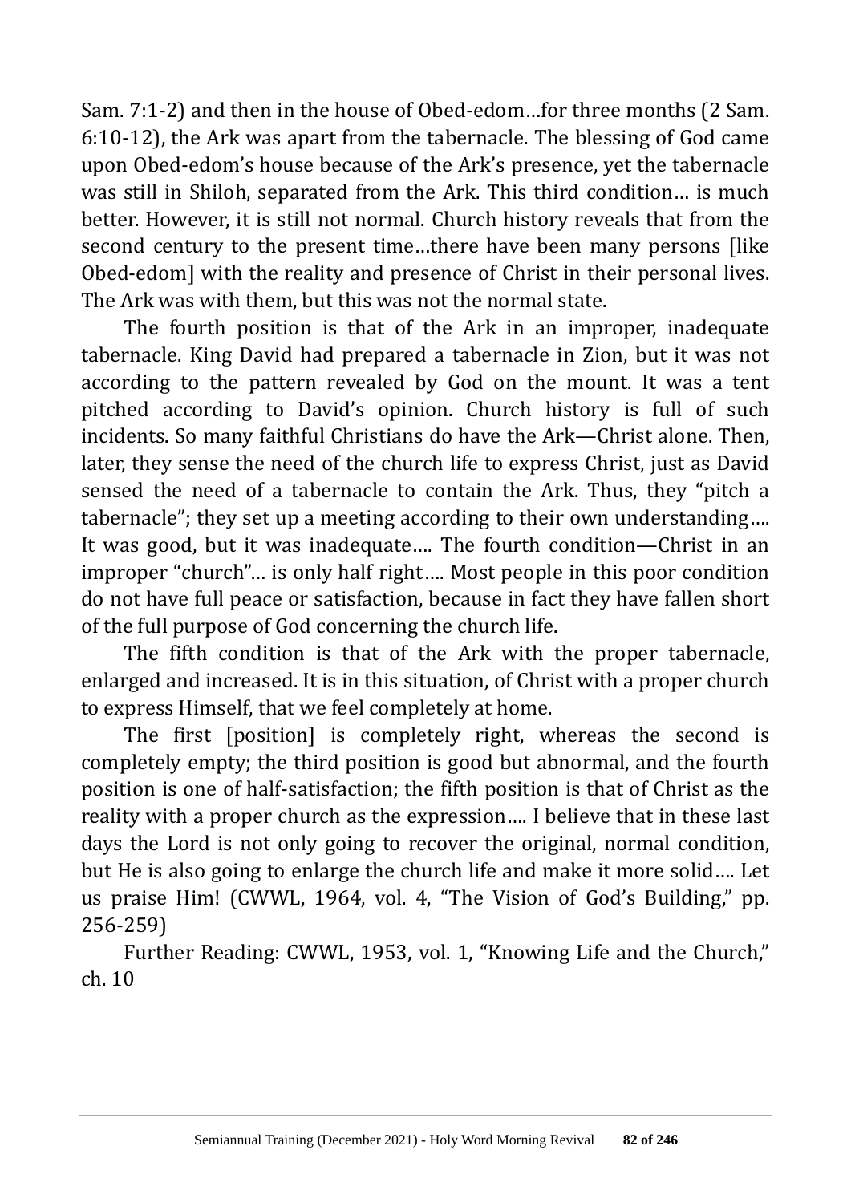Sam. 7:1-2) and then in the house of Obed-edom…for three months (2 Sam. 6:10-12), the Ark was apart from the tabernacle. The blessing of God came upon Obed-edom's house because of the Ark's presence, yet the tabernacle was still in Shiloh, separated from the Ark. This third condition… is much better. However, it is still not normal. Church history reveals that from the second century to the present time…there have been many persons [like Obed-edom] with the reality and presence of Christ in their personal lives. The Ark was with them, but this was not the normal state.

The fourth position is that of the Ark in an improper, inadequate tabernacle. King David had prepared a tabernacle in Zion, but it was not according to the pattern revealed by God on the mount. It was a tent pitched according to David's opinion. Church history is full of such incidents. So many faithful Christians do have the Ark—Christ alone. Then, later, they sense the need of the church life to express Christ, just as David sensed the need of a tabernacle to contain the Ark. Thus, they "pitch a tabernacle"; they set up a meeting according to their own understanding…. It was good, but it was inadequate…. The fourth condition—Christ in an improper "church"… is only half right…. Most people in this poor condition do not have full peace or satisfaction, because in fact they have fallen short of the full purpose of God concerning the church life.

The fifth condition is that of the Ark with the proper tabernacle, enlarged and increased. It is in this situation, of Christ with a proper church to express Himself, that we feel completely at home.

The first [position] is completely right, whereas the second is completely empty; the third position is good but abnormal, and the fourth position is one of half-satisfaction; the fifth position is that of Christ as the reality with a proper church as the expression…. I believe that in these last days the Lord is not only going to recover the original, normal condition, but He is also going to enlarge the church life and make it more solid…. Let us praise Him! (CWWL, 1964, vol. 4, "The Vision of God's Building," pp. 256-259)

Further Reading: CWWL, 1953, vol. 1, "Knowing Life and the Church," ch. 10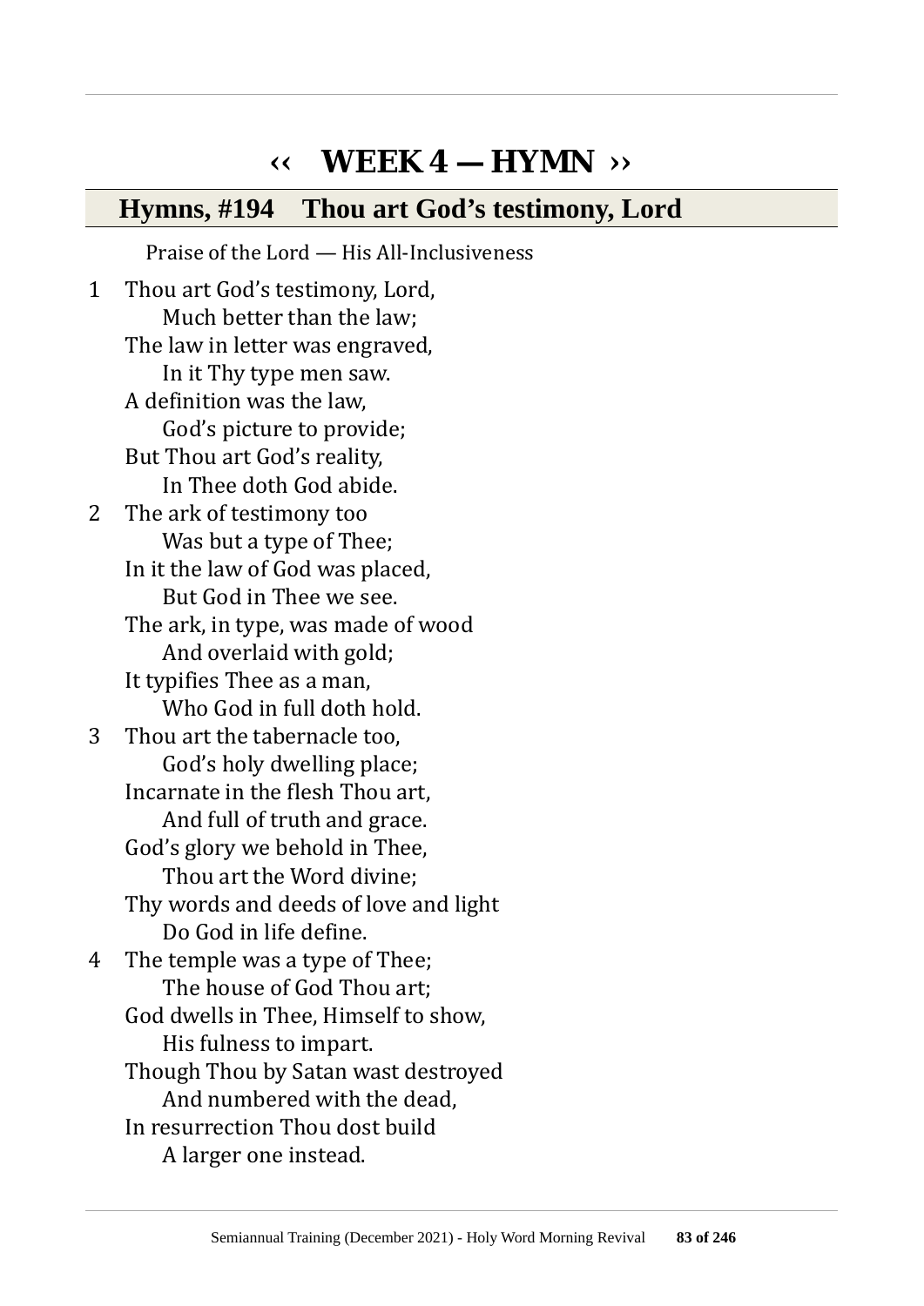# ‹‹ WEEK 4 — HYMN ››

## Hymns, #194 Thou art God's testimony, Lord

Praise of the Lord — His All-Inclusiveness

1 Thou art God's testimony, Lord,
   Much better than the law;
 The law in letter was engraved,
   In it Thy type men saw.
 A definition was the law,
   God's picture to provide;
 But Thou art God's reality,
   In Thee doth God abide.

2 The ark of testimony too
   Was but a type of Thee;
 In it the law of God was placed,
   But God in Thee we see.
 The ark, in type, was made of wood
   And overlaid with gold;
 It typifies Thee as a man,
   Who God in full doth hold.

3 Thou art the tabernacle too,
   God's holy dwelling place;
 Incarnate in the flesh Thou art,
   And full of truth and grace.
 God's glory we behold in Thee,
   Thou art the Word divine;
 Thy words and deeds of love and light
   Do God in life define.

4 The temple was a type of Thee;
   The house of God Thou art;
 God dwells in Thee, Himself to show,
   His fulness to impart.
 Though Thou by Satan wast destroyed
   And numbered with the dead,
 In resurrection Thou dost build
   A larger one instead.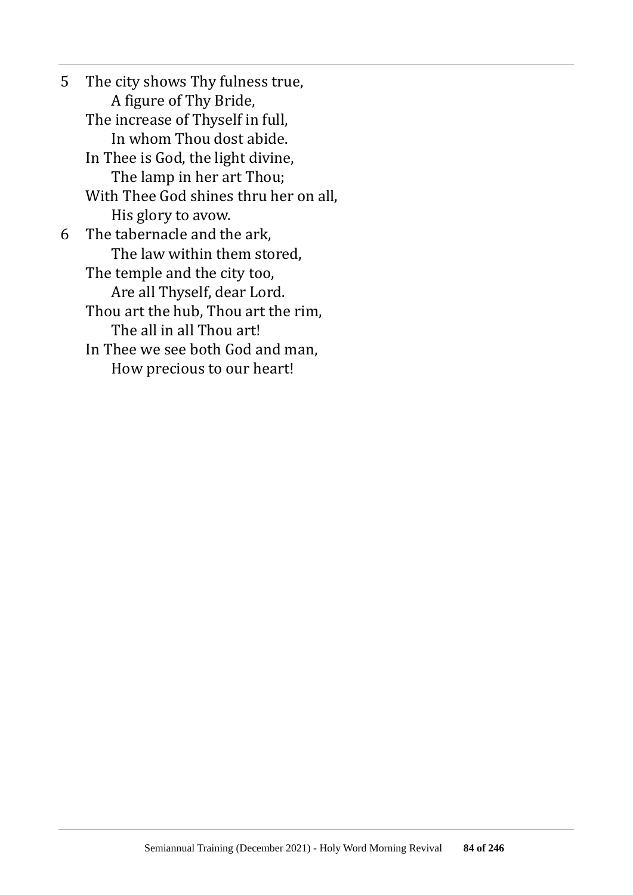5 The city shows Thy fulness true,
 A figure of Thy Bride,
 The increase of Thyself in full,
 In whom Thou dost abide.
 In Thee is God, the light divine,
 The lamp in her art Thou;
 With Thee God shines thru her on all,
 His glory to avow.

6 The tabernacle and the ark,
 The law within them stored,
 The temple and the city too,
 Are all Thyself, dear Lord.
 Thou art the hub, Thou art the rim,
 The all in all Thou art!
 In Thee we see both God and man,
 How precious to our heart!